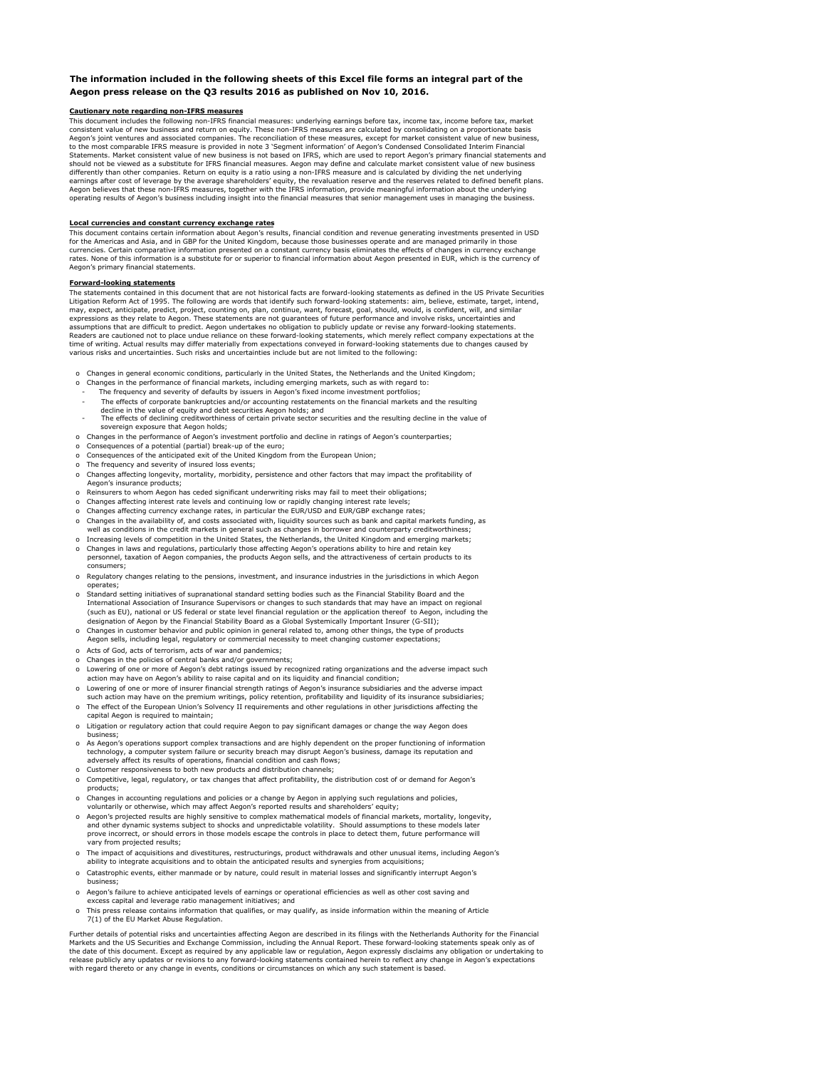**The information included in the following sheets of this Excel file forms an integral part of the Aegon press release on the Q3 results 2016 as published on Nov 10, 2016.**

**Cautionary note regarding non-IFRS measures**

This document includes the following non-IFRS financial measures: underlying earnings before tax, income tax, income before tax, market consistent value of new business and return on equity. These non-IFRS measures are calculated by consolidating on a proportionate basis Aegon's joint ventures and associated companies. The reconciliation of these measures, except for market consistent value of new business, to the most comparable IFRS measure is provided in note 3 'Segment information' of Aegon's Condensed Consolidated Interim Financial Statements. Market consistent value of new business is not based on IFRS, which are used to report Aegon's primary financial statements and should not be viewed as a substitute for IFRS financial measures. Aegon may define and calculate market consistent value of new business differently than other companies. Return on equity is a ratio using a non-IFRS measure and is calculated by dividing the net underlying earnings after cost of leverage by the average shareholders' equity, the revaluation reserve and the reserves related to defined benefit plans. Aegon believes that these non-IFRS measures, together with the IFRS information, provide meaningful information about the underlying operating results of Aegon's business including insight into the financial measures that senior management uses in managing the business.

**Local currencies and constant currency exchange rates**

This document contains certain information about Aegon's results, financial condition and revenue generating investments presented in USD for the Americas and Asia, and in GBP for the United Kingdom, because those businesses operate and are managed primarily in those currencies. Certain comparative information presented on a constant currency basis eliminates the effects of changes in currency exchange rates. None of this information is a substitute for or superior to financial information about Aegon presented in EUR, which is the currency of Aegon's primary financial statements.

**Forward-looking statements**

The statements contained in this document that are not historical facts are forward-looking statements as defined in the US Private Securities Litigation Reform Act of 1995. The following are words that identify such forward-looking statements: aim, believe, estimate, target, intend, may, expect, anticipate, predict, project, counting on, plan, continue, want, forecast, goal, should, would, is confident, will, and similar expressions as they relate to Aegon. These statements are not guarantees of future performance and involve risks, uncertainties and assumptions that are difficult to predict. Aegon undertakes no obligation to publicly update or revise any forward-looking statements. Readers are cautioned not to place undue reliance on these forward-looking statements, which merely reflect company expectations at the time of writing. Actual results may differ materially from expectations conveyed in forward-looking statements due to changes caused by various risks and uncertainties. Such risks and uncertainties include but are not limited to the following:

- Changes in general economic conditions, particularly in the United States, the Netherlands and the United Kingdom;
- Changes in the performance of financial markets, including emerging markets, such as with regard to:
  - The frequency and severity of defaults by issuers in Aegon's fixed income investment portfolios;
  - The effects of corporate bankruptcies and/or accounting restatements on the financial markets and the resulting decline in the value of equity and debt securities Aegon holds; and
  - The effects of declining creditworthiness of certain private sector securities and the resulting decline in the value of sovereign exposure that Aegon holds;
- Changes in the performance of Aegon's investment portfolio and decline in ratings of Aegon's counterparties;
- Consequences of a potential (partial) break-up of the euro;
- Consequences of the anticipated exit of the United Kingdom from the European Union;
- The frequency and severity of insured loss events;
- Changes affecting longevity, mortality, morbidity, persistence and other factors that may impact the profitability of Aegon's insurance products;
- Reinsurers to whom Aegon has ceded significant underwriting risks may fail to meet their obligations;
- Changes affecting interest rate levels and continuing low or rapidly changing interest rate levels;
- Changes affecting currency exchange rates, in particular the EUR/USD and EUR/GBP exchange rates;
- Changes in the availability of, and costs associated with, liquidity sources such as bank and capital markets funding, as well as conditions in the credit markets in general such as changes in borrower and counterparty creditworthiness;
- Increasing levels of competition in the United States, the Netherlands, the United Kingdom and emerging markets;
- Changes in laws and regulations, particularly those affecting Aegon's operations ability to hire and retain key personnel, taxation of Aegon companies, the products Aegon sells, and the attractiveness of certain products to its consumers;
- Regulatory changes relating to the pensions, investment, and insurance industries in the jurisdictions in which Aegon operates;
- Standard setting initiatives of supranational standard setting bodies such as the Financial Stability Board and the International Association of Insurance Supervisors or changes to such standards that may have an impact on regional (such as EU), national or US federal or state level financial regulation or the application thereof to Aegon, including the designation of Aegon by the Financial Stability Board as a Global Systemically Important Insurer (G-SII);
- Changes in customer behavior and public opinion in general related to, among other things, the type of products Aegon sells, including legal, regulatory or commercial necessity to meet changing customer expectations;
- Acts of God, acts of terrorism, acts of war and pandemics;
- Changes in the policies of central banks and/or governments;
- Lowering of one or more of Aegon's debt ratings issued by recognized rating organizations and the adverse impact such action may have on Aegon's ability to raise capital and on its liquidity and financial condition;
- Lowering of one or more of insurer financial strength ratings of Aegon's insurance subsidiaries and the adverse impact such action may have on the premium writings, policy retention, profitability and liquidity of its insurance subsidiaries;
- The effect of the European Union's Solvency II requirements and other regulations in other jurisdictions affecting the capital Aegon is required to maintain;
- Litigation or regulatory action that could require Aegon to pay significant damages or change the way Aegon does business;
- As Aegon's operations support complex transactions and are highly dependent on the proper functioning of information technology, a computer system failure or security breach may disrupt Aegon's business, damage its reputation and adversely affect its results of operations, financial condition and cash flows;
- Customer responsiveness to both new products and distribution channels;
- Competitive, legal, regulatory, or tax changes that affect profitability, the distribution cost of or demand for Aegon's products;
- Changes in accounting regulations and policies or a change by Aegon in applying such regulations and policies, voluntarily or otherwise, which may affect Aegon's reported results and shareholders' equity;
- Aegon's projected results are highly sensitive to complex mathematical models of financial markets, mortality, longevity, and other dynamic systems subject to shocks and unpredictable volatility. Should assumptions to these models later prove incorrect, or should errors in those models escape the controls in place to detect them, future performance will vary from projected results;
- The impact of acquisitions and divestitures, restructurings, product withdrawals and other unusual items, including Aegon's ability to integrate acquisitions and to obtain the anticipated results and synergies from acquisitions;
- Catastrophic events, either manmade or by nature, could result in material losses and significantly interrupt Aegon's business;
- Aegon's failure to achieve anticipated levels of earnings or operational efficiencies as well as other cost saving and excess capital and leverage ratio management initiatives; and
- This press release contains information that qualifies, or may qualify, as inside information within the meaning of Article 7(1) of the EU Market Abuse Regulation.

Further details of potential risks and uncertainties affecting Aegon are described in its filings with the Netherlands Authority for the Financial Markets and the US Securities and Exchange Commission, including the Annual Report. These forward-looking statements speak only as of the date of this document. Except as required by any applicable law or regulation, Aegon expressly disclaims any obligation or undertaking to release publicly any updates or revisions to any forward-looking statements contained herein to reflect any change in Aegon's expectations with regard thereto or any change in events, conditions or circumstances on which any such statement is based.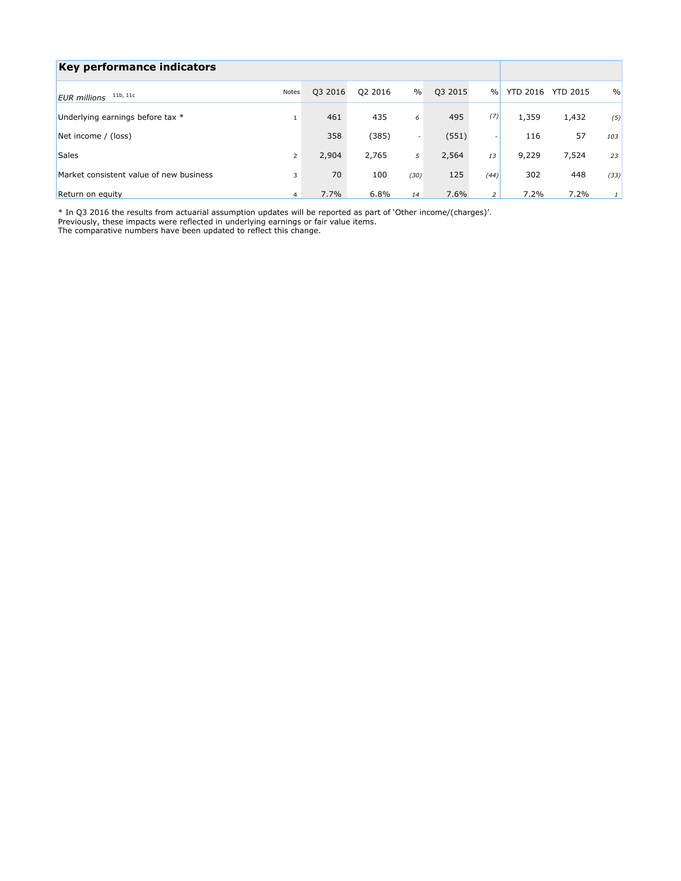## Key performance indicators

| EUR millions [11b, 11c] | Notes | Q3 2016 | Q2 2016 | % | Q3 2015 | % | YTD 2016 | YTD 2015 | % |
|---|---|---|---|---|---|---|---|---|---|
| Underlying earnings before tax * | 1 | 461 | 435 | 6 | 495 | (7) | 1,359 | 1,432 | (5) |
| Net income / (loss) | | 358 | (385) | - | (551) | - | 116 | 57 | 103 |
| Sales | 2 | 2,904 | 2,765 | 5 | 2,564 | 13 | 9,229 | 7,524 | 23 |
| Market consistent value of new business | 3 | 70 | 100 | (30) | 125 | (44) | 302 | 448 | (33) |
| Return on equity | 4 | 7.7% | 6.8% | 14 | 7.6% | 2 | 7.2% | 7.2% | 1 |

* In Q3 2016 the results from actuarial assumption updates will be reported as part of 'Other income/(charges)'.
Previously, these impacts were reflected in underlying earnings or fair value items.
The comparative numbers have been updated to reflect this change.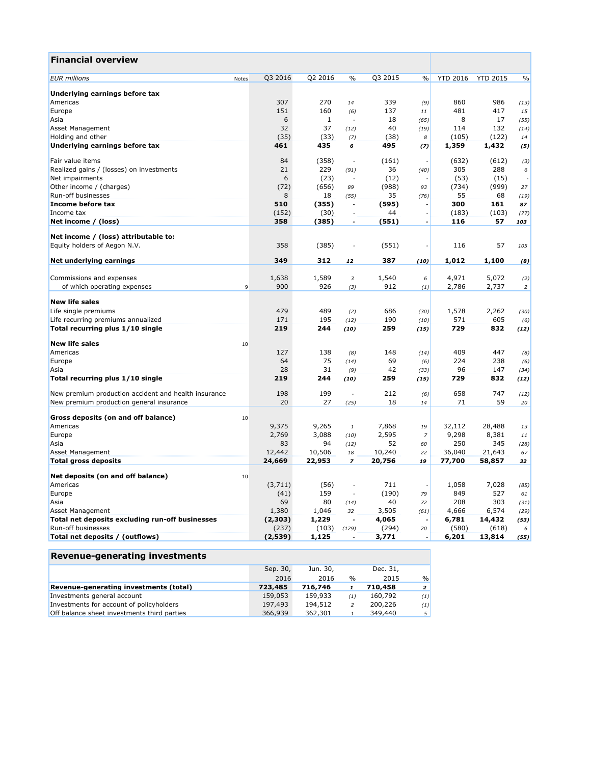## Financial overview

| EUR millions | Notes | Q3 2016 | Q2 2016 | % | Q3 2015 | % | YTD 2016 | YTD 2015 | % |
|---|---|---|---|---|---|---|---|---|---|
| **Underlying earnings before tax** | | | | | | | | | |
| Americas | | 307 | 270 | 14 | 339 | (9) | 860 | 986 | (13) |
| Europe | | 151 | 160 | (6) | 137 | 11 | 481 | 417 | 15 |
| Asia | | 6 | 1 | - | 18 | (65) | 8 | 17 | (55) |
| Asset Management | | 32 | 37 | (12) | 40 | (19) | 114 | 132 | (14) |
| Holding and other | | (35) | (33) | (7) | (38) | 8 | (105) | (122) | 14 |
| **Underlying earnings before tax** | | **461** | **435** | **6** | **495** | **(7)** | **1,359** | **1,432** | **(5)** |
| | | | | | | | | | |
| Fair value items | | 84 | (358) | - | (161) | - | (632) | (612) | (3) |
| Realized gains / (losses) on investments | | 21 | 229 | (91) | 36 | (40) | 305 | 288 | 6 |
| Net impairments | | 6 | (23) | - | (12) | - | (53) | (15) | - |
| Other income / (charges) | | (72) | (656) | 89 | (988) | 93 | (734) | (999) | 27 |
| Run-off businesses | | 8 | 18 | (55) | 35 | (76) | 55 | 68 | (19) |
| **Income before tax** | | **510** | **(355)** | **-** | **(595)** | **-** | **300** | **161** | **87** |
| Income tax | | (152) | (30) | - | 44 | - | (183) | (103) | (77) |
| **Net income / (loss)** | | **358** | **(385)** | **-** | **(551)** | **-** | **116** | **57** | **103** |
| | | | | | | | | | |
| **Net income / (loss) attributable to:** | | | | | | | | | |
| Equity holders of Aegon N.V. | | 358 | (385) | - | (551) | - | 116 | 57 | 105 |
| | | | | | | | | | |
| **Net underlying earnings** | | **349** | **312** | **12** | **387** | **(10)** | **1,012** | **1,100** | **(8)** |
| | | | | | | | | | |
| Commissions and expenses | | 1,638 | 1,589 | 3 | 1,540 | 6 | 4,971 | 5,072 | (2) |
| of which operating expenses | 9 | 900 | 926 | (3) | 912 | (1) | 2,786 | 2,737 | 2 |
| | | | | | | | | | |
| **New life sales** | | | | | | | | | |
| Life single premiums | | 479 | 489 | (2) | 686 | (30) | 1,578 | 2,262 | (30) |
| Life recurring premiums annualized | | 171 | 195 | (12) | 190 | (10) | 571 | 605 | (6) |
| **Total recurring plus 1/10 single** | | **219** | **244** | **(10)** | **259** | **(15)** | **729** | **832** | **(12)** |
| | | | | | | | | | |
| **New life sales** | 10 | | | | | | | | |
| Americas | | 127 | 138 | (8) | 148 | (14) | 409 | 447 | (8) |
| Europe | | 64 | 75 | (14) | 69 | (6) | 224 | 238 | (6) |
| Asia | | 28 | 31 | (9) | 42 | (33) | 96 | 147 | (34) |
| **Total recurring plus 1/10 single** | | **219** | **244** | **(10)** | **259** | **(15)** | **729** | **832** | **(12)** |
| | | | | | | | | | |
| New premium production accident and health insurance | | 198 | 199 | - | 212 | (6) | 658 | 747 | (12) |
| New premium production general insurance | | 20 | 27 | (25) | 18 | 14 | 71 | 59 | 20 |
| | | | | | | | | | |
| **Gross deposits (on and off balance)** | 10 | | | | | | | | |
| Americas | | 9,375 | 9,265 | 1 | 7,868 | 19 | 32,112 | 28,488 | 13 |
| Europe | | 2,769 | 3,088 | (10) | 2,595 | 7 | 9,298 | 8,381 | 11 |
| Asia | | 83 | 94 | (12) | 52 | 60 | 250 | 345 | (28) |
| Asset Management | | 12,442 | 10,506 | 18 | 10,240 | 22 | 36,040 | 21,643 | 67 |
| **Total gross deposits** | | **24,669** | **22,953** | **7** | **20,756** | **19** | **77,700** | **58,857** | **32** |
| | | | | | | | | | |
| **Net deposits (on and off balance)** | 10 | | | | | | | | |
| Americas | | (3,711) | (56) | - | 711 | - | 1,058 | 7,028 | (85) |
| Europe | | (41) | 159 | - | (190) | 79 | 849 | 527 | 61 |
| Asia | | 69 | 80 | (14) | 40 | 72 | 208 | 303 | (31) |
| Asset Management | | 1,380 | 1,046 | 32 | 3,505 | (61) | 4,666 | 6,574 | (29) |
| **Total net deposits excluding run-off businesses** | | **(2,303)** | **1,229** | **-** | **4,065** | **-** | **6,781** | **14,432** | **(53)** |
| Run-off businesses | | (237) | (103) | (129) | (294) | 20 | (580) | (618) | 6 |
| **Total net deposits / (outflows)** | | **(2,539)** | **1,125** | **-** | **3,771** | **-** | **6,201** | **13,814** | **(55)** |

## Revenue-generating investments

| | Sep. 30, 2016 | Jun. 30, 2016 | % | Dec. 31, 2015 | % |
|---|---|---|---|---|---|
| **Revenue-generating investments (total)** | **723,485** | **716,746** | **1** | **710,458** | **2** |
| Investments general account | 159,053 | 159,933 | (1) | 160,792 | (1) |
| Investments for account of policyholders | 197,493 | 194,512 | 2 | 200,226 | (1) |
| Off balance sheet investments third parties | 366,939 | 362,301 | 1 | 349,440 | 5 |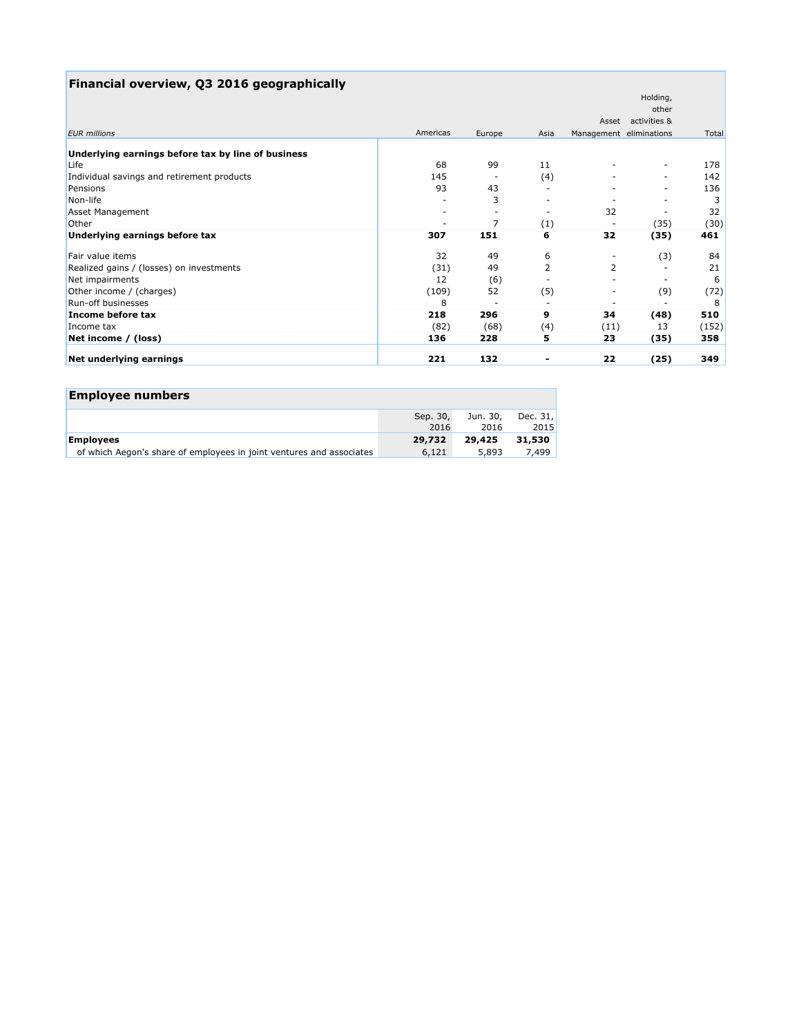## Financial overview, Q3 2016 geographically

| EUR millions | Americas | Europe | Asia | Asset Management | Holding, other activities & eliminations | Total |
|---|---|---|---|---|---|---|
| **Underlying earnings before tax by line of business** | | | | | | |
| Life | 68 | 99 | 11 | - | - | 178 |
| Individual savings and retirement products | 145 | - | (4) | - | - | 142 |
| Pensions | 93 | 43 | - | - | - | 136 |
| Non-life | - | 3 | - | - | - | 3 |
| Asset Management | - | - | - | 32 | - | 32 |
| Other | - | 7 | (1) | - | (35) | (30) |
| **Underlying earnings before tax** | **307** | **151** | **6** | **32** | **(35)** | **461** |
| Fair value items | 32 | 49 | 6 | - | (3) | 84 |
| Realized gains / (losses) on investments | (31) | 49 | 2 | 2 | - | 21 |
| Net impairments | 12 | (6) | - | - | - | 6 |
| Other income / (charges) | (109) | 52 | (5) | - | (9) | (72) |
| Run-off businesses | 8 | - | - | - | - | 8 |
| **Income before tax** | **218** | **296** | **9** | **34** | **(48)** | **510** |
| Income tax | (82) | (68) | (4) | (11) | 13 | (152) |
| **Net income / (loss)** | **136** | **228** | **5** | **23** | **(35)** | **358** |
| **Net underlying earnings** | **221** | **132** | **-** | **22** | **(25)** | **349** |

## Employee numbers

| | Sep. 30, 2016 | Jun. 30, 2016 | Dec. 31, 2015 |
|---|---|---|---|
| **Employees** | **29,732** | **29,425** | **31,530** |
| of which Aegon's share of employees in joint ventures and associates | 6,121 | 5,893 | 7,499 |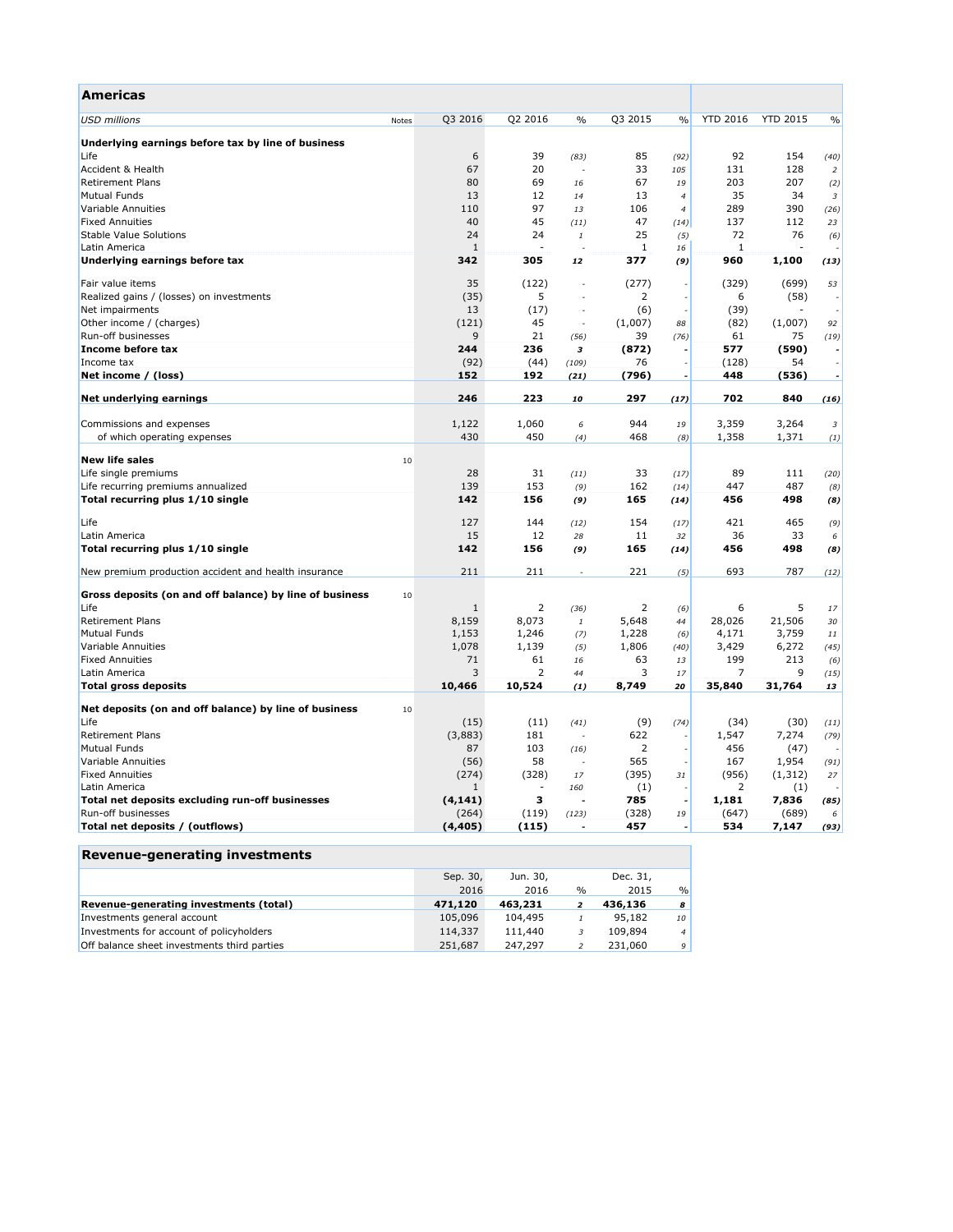## Americas

| USD millions | Notes | Q3 2016 | Q2 2016 | % | Q3 2015 | % | YTD 2016 | YTD 2015 | % |
|---|---|---|---|---|---|---|---|---|---|
| **Underlying earnings before tax by line of business** | | | | | | | | | |
| Life | | 6 | 39 | (83) | 85 | (92) | 92 | 154 | (40) |
| Accident & Health | | 67 | 20 | - | 33 | 105 | 131 | 128 | 2 |
| Retirement Plans | | 80 | 69 | 16 | 67 | 19 | 203 | 207 | (2) |
| Mutual Funds | | 13 | 12 | 14 | 13 | 4 | 35 | 34 | 3 |
| Variable Annuities | | 110 | 97 | 13 | 106 | 4 | 289 | 390 | (26) |
| Fixed Annuities | | 40 | 45 | (11) | 47 | (14) | 137 | 112 | 23 |
| Stable Value Solutions | | 24 | 24 | 1 | 25 | (5) | 72 | 76 | (6) |
| Latin America | | 1 | - | - | 1 | 16 | 1 | - | - |
| **Underlying earnings before tax** | | **342** | **305** | **12** | **377** | **(9)** | **960** | **1,100** | **(13)** |
| | | | | | | | | | |
| Fair value items | | 35 | (122) | - | (277) | - | (329) | (699) | 53 |
| Realized gains / (losses) on investments | | (35) | 5 | - | 2 | - | 6 | (58) | - |
| Net impairments | | 13 | (17) | - | (6) | - | (39) | - | - |
| Other income / (charges) | | (121) | 45 | - | (1,007) | 88 | (82) | (1,007) | 92 |
| Run-off businesses | | 9 | 21 | (56) | 39 | (76) | 61 | 75 | (19) |
| **Income before tax** | | **244** | **236** | **3** | **(872)** | **-** | **577** | **(590)** | **-** |
| Income tax | | (92) | (44) | (109) | 76 | - | (128) | 54 | - |
| **Net income / (loss)** | | **152** | **192** | **(21)** | **(796)** | **-** | **448** | **(536)** | **-** |
| | | | | | | | | | |
| **Net underlying earnings** | | **246** | **223** | **10** | **297** | **(17)** | **702** | **840** | **(16)** |
| | | | | | | | | | |
| Commissions and expenses | | 1,122 | 1,060 | 6 | 944 | 19 | 3,359 | 3,264 | 3 |
| of which operating expenses | | 430 | 450 | (4) | 468 | (8) | 1,358 | 1,371 | (1) |
| | | | | | | | | | |
| **New life sales** | 10 | | | | | | | | |
| Life single premiums | | 28 | 31 | (11) | 33 | (17) | 89 | 111 | (20) |
| Life recurring premiums annualized | | 139 | 153 | (9) | 162 | (14) | 447 | 487 | (8) |
| **Total recurring plus 1/10 single** | | **142** | **156** | **(9)** | **165** | **(14)** | **456** | **498** | **(8)** |
| | | | | | | | | | |
| Life | | 127 | 144 | (12) | 154 | (17) | 421 | 465 | (9) |
| Latin America | | 15 | 12 | 28 | 11 | 32 | 36 | 33 | 6 |
| **Total recurring plus 1/10 single** | | **142** | **156** | **(9)** | **165** | **(14)** | **456** | **498** | **(8)** |
| | | | | | | | | | |
| New premium production accident and health insurance | | 211 | 211 | - | 221 | (5) | 693 | 787 | (12) |
| | | | | | | | | | |
| **Gross deposits (on and off balance) by line of business** | 10 | | | | | | | | |
| Life | | 1 | 2 | (36) | 2 | (6) | 6 | 5 | 17 |
| Retirement Plans | | 8,159 | 8,073 | 1 | 5,648 | 44 | 28,026 | 21,506 | 30 |
| Mutual Funds | | 1,153 | 1,246 | (7) | 1,228 | (6) | 4,171 | 3,759 | 11 |
| Variable Annuities | | 1,078 | 1,139 | (5) | 1,806 | (40) | 3,429 | 6,272 | (45) |
| Fixed Annuities | | 71 | 61 | 16 | 63 | 13 | 199 | 213 | (6) |
| Latin America | | 3 | 2 | 44 | 3 | 17 | 7 | 9 | (15) |
| **Total gross deposits** | | **10,466** | **10,524** | **(1)** | **8,749** | **20** | **35,840** | **31,764** | **13** |
| | | | | | | | | | |
| **Net deposits (on and off balance) by line of business** | 10 | | | | | | | | |
| Life | | (15) | (11) | (41) | (9) | (74) | (34) | (30) | (11) |
| Retirement Plans | | (3,883) | 181 | - | 622 | - | 1,547 | 7,274 | (79) |
| Mutual Funds | | 87 | 103 | (16) | 2 | - | 456 | (47) | - |
| Variable Annuities | | (56) | 58 | - | 565 | - | 167 | 1,954 | (91) |
| Fixed Annuities | | (274) | (328) | 17 | (395) | 31 | (956) | (1,312) | 27 |
| Latin America | | 1 | - | 160 | (1) | - | 2 | (1) | - |
| **Total net deposits excluding run-off businesses** | | **(4,141)** | **3** | **-** | **785** | **-** | **1,181** | **7,836** | **(85)** |
| Run-off businesses | | (264) | (119) | (123) | (328) | 19 | (647) | (689) | 6 |
| **Total net deposits / (outflows)** | | **(4,405)** | **(115)** | **-** | **457** | **-** | **534** | **7,147** | **(93)** |

## Revenue-generating investments

| | Sep. 30, 2016 | Jun. 30, 2016 | % | Dec. 31, 2015 | % |
|---|---|---|---|---|---|
| **Revenue-generating investments (total)** | **471,120** | **463,231** | **2** | **436,136** | **8** |
| Investments general account | 105,096 | 104,495 | 1 | 95,182 | 10 |
| Investments for account of policyholders | 114,337 | 111,440 | 3 | 109,894 | 4 |
| Off balance sheet investments third parties | 251,687 | 247,297 | 2 | 231,060 | 9 |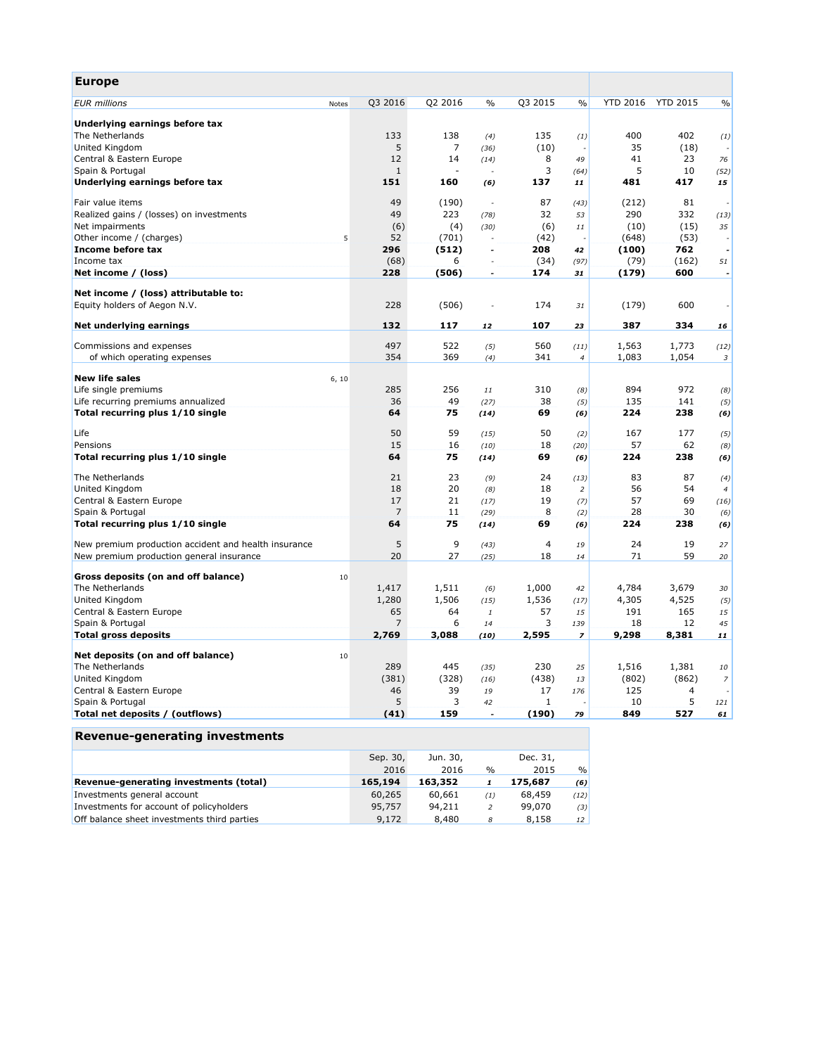## Europe

| EUR millions | Notes | Q3 2016 | Q2 2016 | % | Q3 2015 | % | YTD 2016 | YTD 2015 | % |
|---|---|---|---|---|---|---|---|---|---|
| **Underlying earnings before tax** | | | | | | | | | |
| The Netherlands | | 133 | 138 | *(4)* | 135 | *(1)* | 400 | 402 | *(1)* |
| United Kingdom | | 5 | 7 | *(36)* | (10) | - | 35 | (18) | - |
| Central & Eastern Europe | | 12 | 14 | *(14)* | 8 | *49* | 41 | 23 | *76* |
| Spain & Portugal | | 1 | - | - | 3 | *(64)* | 5 | 10 | *(52)* |
| **Underlying earnings before tax** | | **151** | **160** | ***(6)*** | **137** | ***11*** | **481** | **417** | ***15*** |
| Fair value items | | 49 | (190) | - | 87 | *(43)* | (212) | 81 | - |
| Realized gains / (losses) on investments | | 49 | 223 | *(78)* | 32 | *53* | 290 | 332 | *(13)* |
| Net impairments | | (6) | (4) | *(30)* | (6) | *11* | (10) | (15) | *35* |
| Other income / (charges) | 5 | 52 | (701) | - | (42) | - | (648) | (53) | - |
| **Income before tax** | | **296** | **(512)** | **-** | **208** | ***42*** | **(100)** | **762** | **-** |
| Income tax | | (68) | 6 | - | (34) | *(97)* | (79) | (162) | *51* |
| **Net income / (loss)** | | **228** | **(506)** | **-** | **174** | ***31*** | **(179)** | **600** | **-** |
| **Net income / (loss) attributable to:** | | | | | | | | | |
| Equity holders of Aegon N.V. | | 228 | (506) | - | 174 | *31* | (179) | 600 | - |
| **Net underlying earnings** | | **132** | **117** | ***12*** | **107** | ***23*** | **387** | **334** | ***16*** |
| Commissions and expenses | | 497 | 522 | *(5)* | 560 | *(11)* | 1,563 | 1,773 | *(12)* |
| of which operating expenses | | 354 | 369 | *(4)* | 341 | *4* | 1,083 | 1,054 | *3* |
| **New life sales** | 6, 10 | | | | | | | | |
| Life single premiums | | 285 | 256 | *11* | 310 | *(8)* | 894 | 972 | *(8)* |
| Life recurring premiums annualized | | 36 | 49 | *(27)* | 38 | *(5)* | 135 | 141 | *(5)* |
| **Total recurring plus 1/10 single** | | **64** | **75** | ***(14)*** | **69** | ***(6)*** | **224** | **238** | ***(6)*** |
| Life | | 50 | 59 | *(15)* | 50 | *(2)* | 167 | 177 | *(5)* |
| Pensions | | 15 | 16 | *(10)* | 18 | *(20)* | 57 | 62 | *(8)* |
| **Total recurring plus 1/10 single** | | **64** | **75** | ***(14)*** | **69** | ***(6)*** | **224** | **238** | ***(6)*** |
| The Netherlands | | 21 | 23 | *(9)* | 24 | *(13)* | 83 | 87 | *(4)* |
| United Kingdom | | 18 | 20 | *(8)* | 18 | *2* | 56 | 54 | *4* |
| Central & Eastern Europe | | 17 | 21 | *(17)* | 19 | *(7)* | 57 | 69 | *(16)* |
| Spain & Portugal | | 7 | 11 | *(29)* | 8 | *(2)* | 28 | 30 | *(6)* |
| **Total recurring plus 1/10 single** | | **64** | **75** | ***(14)*** | **69** | ***(6)*** | **224** | **238** | ***(6)*** |
| New premium production accident and health insurance | | 5 | 9 | *(43)* | 4 | *19* | 24 | 19 | *27* |
| New premium production general insurance | | 20 | 27 | *(25)* | 18 | *14* | 71 | 59 | *20* |
| **Gross deposits (on and off balance)** | 10 | | | | | | | | |
| The Netherlands | | 1,417 | 1,511 | *(6)* | 1,000 | *42* | 4,784 | 3,679 | *30* |
| United Kingdom | | 1,280 | 1,506 | *(15)* | 1,536 | *(17)* | 4,305 | 4,525 | *(5)* |
| Central & Eastern Europe | | 65 | 64 | *1* | 57 | *15* | 191 | 165 | *15* |
| Spain & Portugal | | 7 | 6 | *14* | 3 | *139* | 18 | 12 | *45* |
| **Total gross deposits** | | **2,769** | **3,088** | ***(10)*** | **2,595** | ***7*** | **9,298** | **8,381** | ***11*** |
| **Net deposits (on and off balance)** | 10 | | | | | | | | |
| The Netherlands | | 289 | 445 | *(35)* | 230 | *25* | 1,516 | 1,381 | *10* |
| United Kingdom | | (381) | (328) | *(16)* | (438) | *13* | (802) | (862) | *7* |
| Central & Eastern Europe | | 46 | 39 | *19* | 17 | *176* | 125 | 4 | - |
| Spain & Portugal | | 5 | 3 | *42* | 1 | - | 10 | 5 | *121* |
| **Total net deposits / (outflows)** | | **(41)** | **159** | **-** | **(190)** | ***79*** | **849** | **527** | ***61*** |

## Revenue-generating investments

| | Sep. 30, 2016 | Jun. 30, 2016 | % | Dec. 31, 2015 | % |
|---|---|---|---|---|---|
| **Revenue-generating investments (total)** | **165,194** | **163,352** | ***1*** | **175,687** | ***(6)*** |
| Investments general account | 60,265 | 60,661 | *(1)* | 68,459 | *(12)* |
| Investments for account of policyholders | 95,757 | 94,211 | *2* | 99,070 | *(3)* |
| Off balance sheet investments third parties | 9,172 | 8,480 | *8* | 8,158 | *12* |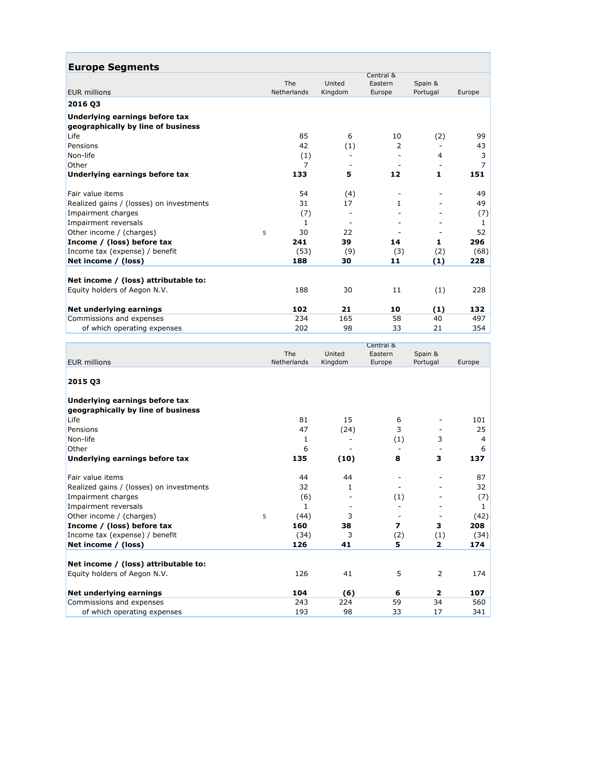## Europe Segments

| EUR millions | | The Netherlands | United Kingdom | Central & Eastern Europe | Spain & Portugal | Europe |
|---|---|---|---|---|---|---|
| **2016 Q3** | | | | | | |
| **Underlying earnings before tax geographically by line of business** | | | | | | |
| Life | | 85 | 6 | 10 | (2) | 99 |
| Pensions | | 42 | (1) | 2 | - | 43 |
| Non-life | | (1) | - | - | 4 | 3 |
| Other | | 7 | - | - | - | 7 |
| **Underlying earnings before tax** | | **133** | **5** | **12** | **1** | **151** |
| | | | | | | |
| Fair value items | | 54 | (4) | - | - | 49 |
| Realized gains / (losses) on investments | | 31 | 17 | 1 | - | 49 |
| Impairment charges | | (7) | - | - | - | (7) |
| Impairment reversals | | 1 | - | - | - | 1 |
| Other income / (charges) | 5 | 30 | 22 | - | - | 52 |
| **Income / (loss) before tax** | | **241** | **39** | **14** | **1** | **296** |
| Income tax (expense) / benefit | | (53) | (9) | (3) | (2) | (68) |
| **Net income / (loss)** | | **188** | **30** | **11** | **(1)** | **228** |
| | | | | | | |
| **Net income / (loss) attributable to:** | | | | | | |
| Equity holders of Aegon N.V. | | 188 | 30 | 11 | (1) | 228 |
| | | | | | | |
| **Net underlying earnings** | | **102** | **21** | **10** | **(1)** | **132** |
| Commissions and expenses | | 234 | 165 | 58 | 40 | 497 |
| of which operating expenses | | 202 | 98 | 33 | 21 | 354 |

| EUR millions | | The Netherlands | United Kingdom | Central & Eastern Europe | Spain & Portugal | Europe |
|---|---|---|---|---|---|---|
| **2015 Q3** | | | | | | |
| **Underlying earnings before tax geographically by line of business** | | | | | | |
| Life | | 81 | 15 | 6 | - | 101 |
| Pensions | | 47 | (24) | 3 | - | 25 |
| Non-life | | 1 | - | (1) | 3 | 4 |
| Other | | 6 | - | - | - | 6 |
| **Underlying earnings before tax** | | **135** | **(10)** | **8** | **3** | **137** |
| | | | | | | |
| Fair value items | | 44 | 44 | - | - | 87 |
| Realized gains / (losses) on investments | | 32 | 1 | - | - | 32 |
| Impairment charges | | (6) | - | (1) | - | (7) |
| Impairment reversals | | 1 | - | - | - | 1 |
| Other income / (charges) | 5 | (44) | 3 | - | - | (42) |
| **Income / (loss) before tax** | | **160** | **38** | **7** | **3** | **208** |
| Income tax (expense) / benefit | | (34) | 3 | (2) | (1) | (34) |
| **Net income / (loss)** | | **126** | **41** | **5** | **2** | **174** |
| | | | | | | |
| **Net income / (loss) attributable to:** | | | | | | |
| Equity holders of Aegon N.V. | | 126 | 41 | 5 | 2 | 174 |
| | | | | | | |
| **Net underlying earnings** | | **104** | **(6)** | **6** | **2** | **107** |
| Commissions and expenses | | 243 | 224 | 59 | 34 | 560 |
| of which operating expenses | | 193 | 98 | 33 | 17 | 341 |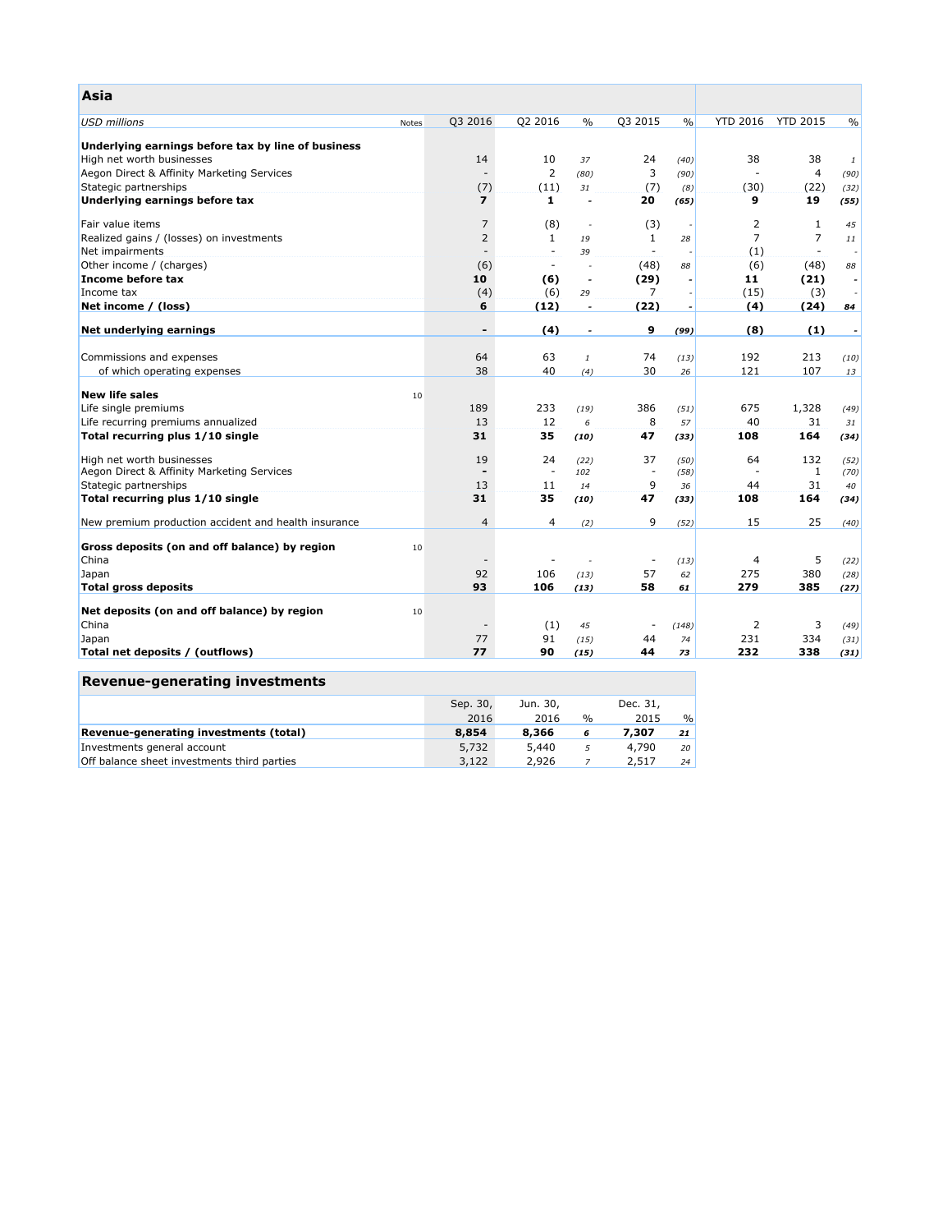## Asia

| USD millions | Notes | Q3 2016 | Q2 2016 | % | Q3 2015 | % | YTD 2016 | YTD 2015 | % |
|---|---|---|---|---|---|---|---|---|---|
| **Underlying earnings before tax by line of business** | | | | | | | | | |
| High net worth businesses | | 14 | 10 | *37* | 24 | *(40)* | 38 | 38 | *1* |
| Aegon Direct & Affinity Marketing Services | | - | 2 | *(80)* | 3 | *(90)* | - | 4 | *(90)* |
| Stategic partnerships | | (7) | (11) | *31* | (7) | *(8)* | (30) | (22) | *(32)* |
| **Underlying earnings before tax** | | **7** | **1** | **-** | **20** | ***(65)*** | **9** | **19** | ***(55)*** |
| | | | | | | | | | |
| Fair value items | | 7 | (8) | *-* | (3) | *-* | 2 | 1 | *45* |
| Realized gains / (losses) on investments | | 2 | 1 | *19* | 1 | *28* | 7 | 7 | *11* |
| Net impairments | | - | - | *39* | - | *-* | (1) | - | *-* |
| Other income / (charges) | | (6) | - | *-* | (48) | *88* | (6) | (48) | *88* |
| **Income before tax** | | **10** | **(6)** | **-** | **(29)** | **-** | **11** | **(21)** | **-** |
| Income tax | | (4) | (6) | *29* | 7 | *-* | (15) | (3) | *-* |
| **Net income / (loss)** | | **6** | **(12)** | **-** | **(22)** | **-** | **(4)** | **(24)** | ***84*** |
| | | | | | | | | | |
| **Net underlying earnings** | | **-** | **(4)** | **-** | **9** | ***(99)*** | **(8)** | **(1)** | **-** |
| | | | | | | | | | |
| Commissions and expenses | | 64 | 63 | *1* | 74 | *(13)* | 192 | 213 | *(10)* |
| of which operating expenses | | 38 | 40 | *(4)* | 30 | *26* | 121 | 107 | *13* |
| | | | | | | | | | |
| **New life sales** | 10 | | | | | | | | |
| Life single premiums | | 189 | 233 | *(19)* | 386 | *(51)* | 675 | 1,328 | *(49)* |
| Life recurring premiums annualized | | 13 | 12 | *6* | 8 | *57* | 40 | 31 | *31* |
| **Total recurring plus 1/10 single** | | **31** | **35** | ***(10)*** | **47** | ***(33)*** | **108** | **164** | ***(34)*** |
| | | | | | | | | | |
| High net worth businesses | | 19 | 24 | *(22)* | 37 | *(50)* | 64 | 132 | *(52)* |
| Aegon Direct & Affinity Marketing Services | | - | - | *102* | - | *(58)* | - | 1 | *(70)* |
| Stategic partnerships | | 13 | 11 | *14* | 9 | *36* | 44 | 31 | *40* |
| **Total recurring plus 1/10 single** | | **31** | **35** | ***(10)*** | **47** | ***(33)*** | **108** | **164** | ***(34)*** |
| | | | | | | | | | |
| New premium production accident and health insurance | | 4 | 4 | *(2)* | 9 | *(52)* | 15 | 25 | *(40)* |
| | | | | | | | | | |
| **Gross deposits (on and off balance) by region** | 10 | | | | | | | | |
| China | | - | - | *-* | - | *(13)* | 4 | 5 | *(22)* |
| Japan | | 92 | 106 | *(13)* | 57 | *62* | 275 | 380 | *(28)* |
| **Total gross deposits** | | **93** | **106** | ***(13)*** | **58** | ***61*** | **279** | **385** | ***(27)*** |
| | | | | | | | | | |
| **Net deposits (on and off balance) by region** | 10 | | | | | | | | |
| China | | - | (1) | *45* | - | *(148)* | 2 | 3 | *(49)* |
| Japan | | 77 | 91 | *(15)* | 44 | *74* | 231 | 334 | *(31)* |
| **Total net deposits / (outflows)** | | **77** | **90** | ***(15)*** | **44** | ***73*** | **232** | **338** | ***(31)*** |

## Revenue-generating investments

| | Sep. 30, 2016 | Jun. 30, 2016 | % | Dec. 31, 2015 | % |
|---|---|---|---|---|---|
| **Revenue-generating investments (total)** | **8,854** | **8,366** | ***6*** | **7,307** | ***21*** |
| Investments general account | 5,732 | 5,440 | *5* | 4,790 | *20* |
| Off balance sheet investments third parties | 3,122 | 2,926 | *7* | 2,517 | *24* |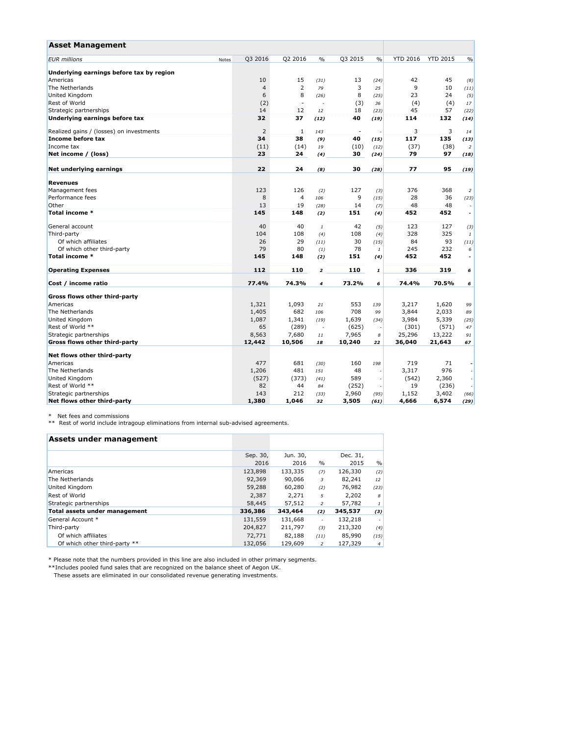## Asset Management

| EUR millions | Notes | Q3 2016 | Q2 2016 | % | Q3 2015 | % | YTD 2016 | YTD 2015 | % |
|---|---|---|---|---|---|---|---|---|---|
| **Underlying earnings before tax by region** | | | | | | | | | |
| Americas | | 10 | 15 | *(31)* | 13 | *(24)* | 42 | 45 | *(8)* |
| The Netherlands | | 4 | 2 | *79* | 3 | *25* | 9 | 10 | *(11)* |
| United Kingdom | | 6 | 8 | *(26)* | 8 | *(25)* | 23 | 24 | *(5)* |
| Rest of World | | (2) | - | - | (3) | *36* | (4) | (4) | *17* |
| Strategic partnerships | | 14 | 12 | *12* | 18 | *(23)* | 45 | 57 | *(22)* |
| **Underlying earnings before tax** | | **32** | **37** | ***(12)*** | **40** | ***(19)*** | **114** | **132** | ***(14)*** |
| | | | | | | | | | |
| Realized gains / (losses) on investments | | 2 | 1 | *143* | - | - | 3 | 3 | *14* |
| **Income before tax** | | **34** | **38** | ***(9)*** | **40** | ***(15)*** | **117** | **135** | ***(13)*** |
| Income tax | | (11) | (14) | *19* | (10) | *(12)* | (37) | (38) | *2* |
| **Net income / (loss)** | | **23** | **24** | ***(4)*** | **30** | ***(24)*** | **79** | **97** | ***(18)*** |
| | | | | | | | | | |
| **Net underlying earnings** | | **22** | **24** | ***(8)*** | **30** | ***(28)*** | **77** | **95** | ***(19)*** |
| | | | | | | | | | |
| **Revenues** | | | | | | | | | |
| Management fees | | 123 | 126 | *(2)* | 127 | *(3)* | 376 | 368 | *2* |
| Performance fees | | 8 | 4 | *106* | 9 | *(15)* | 28 | 36 | *(23)* |
| Other | | 13 | 19 | *(28)* | 14 | *(7)* | 48 | 48 | - |
| **Total income *** | | **145** | **148** | ***(2)*** | **151** | ***(4)*** | **452** | **452** | **-** |
| | | | | | | | | | |
| General account | | 40 | 40 | *1* | 42 | *(5)* | 123 | 127 | *(3)* |
| Third-party | | 104 | 108 | *(4)* | 108 | *(4)* | 328 | 325 | *1* |
| Of which affiliates | | 26 | 29 | *(11)* | 30 | *(15)* | 84 | 93 | *(11)* |
| Of which other third-party | | 79 | 80 | *(1)* | 78 | *1* | 245 | 232 | *6* |
| **Total income *** | | **145** | **148** | ***(2)*** | **151** | ***(4)*** | **452** | **452** | **-** |
| | | | | | | | | | |
| **Operating Expenses** | | **112** | **110** | ***2*** | **110** | ***1*** | **336** | **319** | ***6*** |
| | | | | | | | | | |
| **Cost / income ratio** | | **77.4%** | **74.3%** | ***4*** | **73.2%** | ***6*** | **74.4%** | **70.5%** | ***6*** |
| | | | | | | | | | |
| **Gross flows other third-party** | | | | | | | | | |
| Americas | | 1,321 | 1,093 | *21* | 553 | *139* | 3,217 | 1,620 | *99* |
| The Netherlands | | 1,405 | 682 | *106* | 708 | *99* | 3,844 | 2,033 | *89* |
| United Kingdom | | 1,087 | 1,341 | *(19)* | 1,639 | *(34)* | 3,984 | 5,339 | *(25)* |
| Rest of World ** | | 65 | (289) | - | (625) | - | (301) | (571) | *47* |
| Strategic partnerships | | 8,563 | 7,680 | *11* | 7,965 | *8* | 25,296 | 13,222 | *91* |
| **Gross flows other third-party** | | **12,442** | **10,506** | ***18*** | **10,240** | ***22*** | **36,040** | **21,643** | ***67*** |
| | | | | | | | | | |
| **Net flows other third-party** | | | | | | | | | |
| Americas | | 477 | 681 | *(30)* | 160 | *198* | 719 | 71 | - |
| The Netherlands | | 1,206 | 481 | *151* | 48 | - | 3,317 | 976 | - |
| United Kingdom | | (527) | (373) | *(41)* | 589 | - | (542) | 2,360 | - |
| Rest of World ** | | 82 | 44 | *84* | (252) | - | 19 | (236) | - |
| Strategic partnerships | | 143 | 212 | *(33)* | 2,960 | *(95)* | 1,152 | 3,402 | *(66)* |
| **Net flows other third-party** | | **1,380** | **1,046** | ***32*** | **3,505** | ***(61)*** | **4,666** | **6,574** | ***(29)*** |

\* Net fees and commissions
** Rest of world include intragoup eliminations from internal sub-advised agreements.

## Assets under management

| | Sep. 30, 2016 | Jun. 30, 2016 | % | Dec. 31, 2015 | % |
|---|---|---|---|---|---|
| Americas | 123,898 | 133,335 | *(7)* | 126,330 | *(2)* |
| The Netherlands | 92,369 | 90,066 | *3* | 82,241 | *12* |
| United Kingdom | 59,288 | 60,280 | *(2)* | 76,982 | *(23)* |
| Rest of World | 2,387 | 2,271 | *5* | 2,202 | *8* |
| Strategic partnerships | 58,445 | 57,512 | *2* | 57,782 | *1* |
| **Total assets under management** | **336,386** | **343,464** | ***(2)*** | **345,537** | ***(3)*** |
| General Account * | 131,559 | 131,668 | - | 132,218 | - |
| Third-party | 204,827 | 211,797 | *(3)* | 213,320 | *(4)* |
| Of which affiliates | 72,771 | 82,188 | *(11)* | 85,990 | *(15)* |
| Of which other third-party ** | 132,056 | 129,609 | *2* | 127,329 | *4* |

\* Please note that the numbers provided in this line are also included in other primary segments.
**Includes pooled fund sales that are recognized on the balance sheet of Aegon UK.
These assets are eliminated in our consolidated revenue generating investments.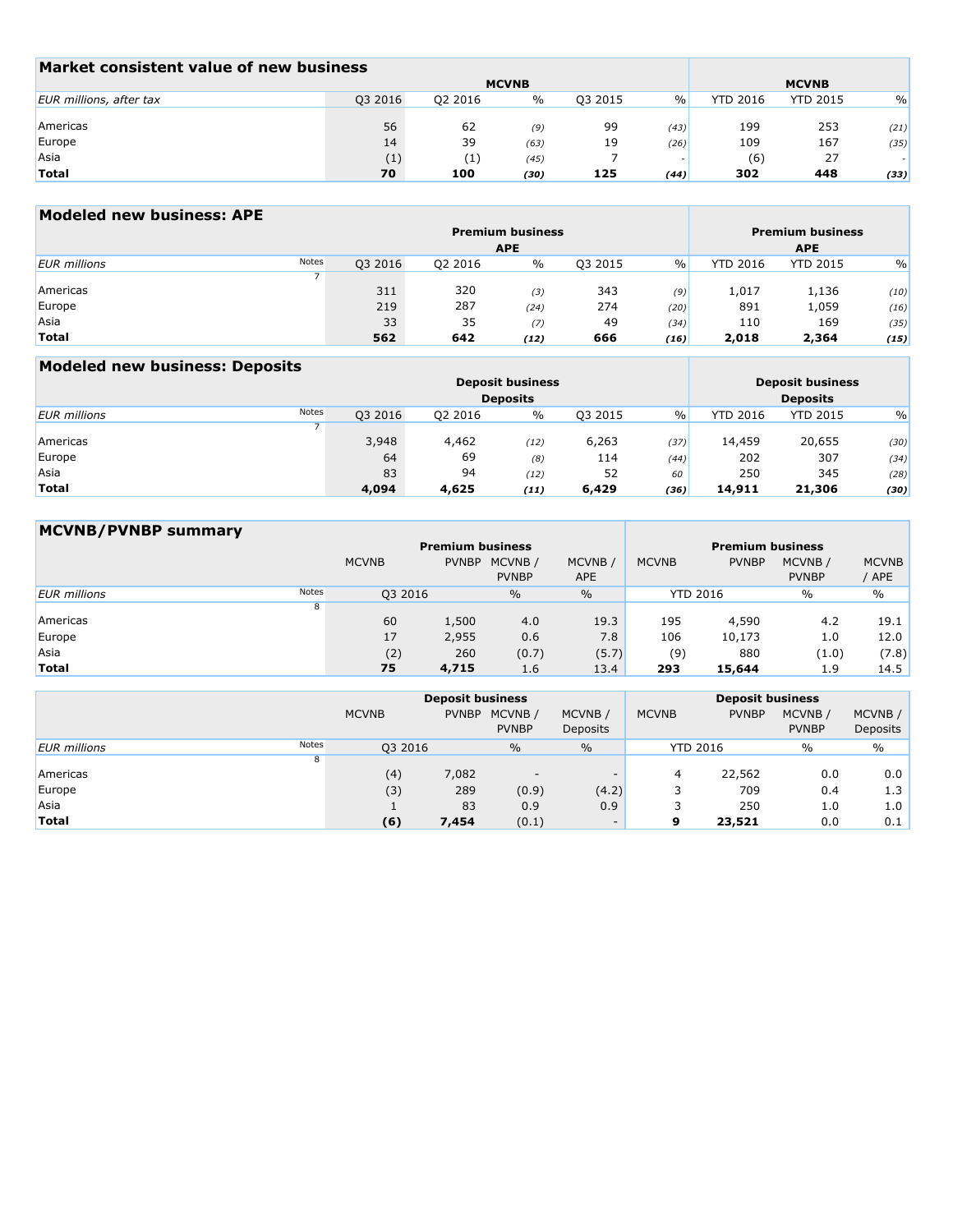## Market consistent value of new business

| EUR millions, after tax | MCVNB | | | | | MCVNB | | |
|---|---|---|---|---|---|---|---|---|
| | Q3 2016 | Q2 2016 | % | Q3 2015 | % | YTD 2016 | YTD 2015 | % |
| Americas | 56 | 62 | *(9)* | 99 | *(43)* | 199 | 253 | *(21)* |
| Europe | 14 | 39 | *(63)* | 19 | *(26)* | 109 | 167 | *(35)* |
| Asia | (1) | (1) | *(45)* | 7 | - | (6) | 27 | - |
| **Total** | **70** | **100** | ***(30)*** | **125** | ***(44)*** | **302** | **448** | ***(33)*** |

## Modeled new business: APE

| EUR millions | Notes | Premium business APE | | | | | Premium business APE | | |
|---|---|---|---|---|---|---|---|---|---|
| | | Q3 2016 | Q2 2016 | % | Q3 2015 | % | YTD 2016 | YTD 2015 | % |
| | 7 | | | | | | | | |
| Americas | | 311 | 320 | *(3)* | 343 | *(9)* | 1,017 | 1,136 | *(10)* |
| Europe | | 219 | 287 | *(24)* | 274 | *(20)* | 891 | 1,059 | *(16)* |
| Asia | | 33 | 35 | *(7)* | 49 | *(34)* | 110 | 169 | *(35)* |
| **Total** | | **562** | **642** | ***(12)*** | **666** | ***(16)*** | **2,018** | **2,364** | ***(15)*** |

## Modeled new business: Deposits

| EUR millions | Notes | Deposit business Deposits | | | | | Deposit business Deposits | | |
|---|---|---|---|---|---|---|---|---|---|
| | | Q3 2016 | Q2 2016 | % | Q3 2015 | % | YTD 2016 | YTD 2015 | % |
| | 7 | | | | | | | | |
| Americas | | 3,948 | 4,462 | *(12)* | 6,263 | *(37)* | 14,459 | 20,655 | *(30)* |
| Europe | | 64 | 69 | *(8)* | 114 | *(44)* | 202 | 307 | *(34)* |
| Asia | | 83 | 94 | *(12)* | 52 | *60* | 250 | 345 | *(28)* |
| **Total** | | **4,094** | **4,625** | ***(11)*** | **6,429** | ***(36)*** | **14,911** | **21,306** | ***(30)*** |

## MCVNB/PVNBP summary

| | | Premium business | | | | Premium business | | | |
|---|---|---|---|---|---|---|---|---|---|
| | | MCVNB | PVNBP | MCVNB / PVNBP | MCVNB / APE | MCVNB | PVNBP | MCVNB / PVNBP | MCVNB / APE |
| EUR millions | Notes | Q3 2016 | | % | % | YTD 2016 | | % | % |
| | 8 | | | | | | | | |
| Americas | | 60 | 1,500 | 4.0 | 19.3 | 195 | 4,590 | 4.2 | 19.1 |
| Europe | | 17 | 2,955 | 0.6 | 7.8 | 106 | 10,173 | 1.0 | 12.0 |
| Asia | | (2) | 260 | (0.7) | (5.7) | (9) | 880 | (1.0) | (7.8) |
| **Total** | | **75** | **4,715** | 1.6 | 13.4 | **293** | **15,644** | 1.9 | 14.5 |

| | | Deposit business | | | | Deposit business | | | |
|---|---|---|---|---|---|---|---|---|---|
| | | MCVNB | PVNBP | MCVNB / PVNBP | MCVNB / Deposits | MCVNB | PVNBP | MCVNB / PVNBP | MCVNB / Deposits |
| EUR millions | Notes | Q3 2016 | | % | % | YTD 2016 | | % | % |
| | 8 | | | | | | | | |
| Americas | | (4) | 7,082 | - | - | 4 | 22,562 | 0.0 | 0.0 |
| Europe | | (3) | 289 | (0.9) | (4.2) | 3 | 709 | 0.4 | 1.3 |
| Asia | | 1 | 83 | 0.9 | 0.9 | 3 | 250 | 1.0 | 1.0 |
| **Total** | | **(6)** | **7,454** | (0.1) | - | **9** | **23,521** | 0.0 | 0.1 |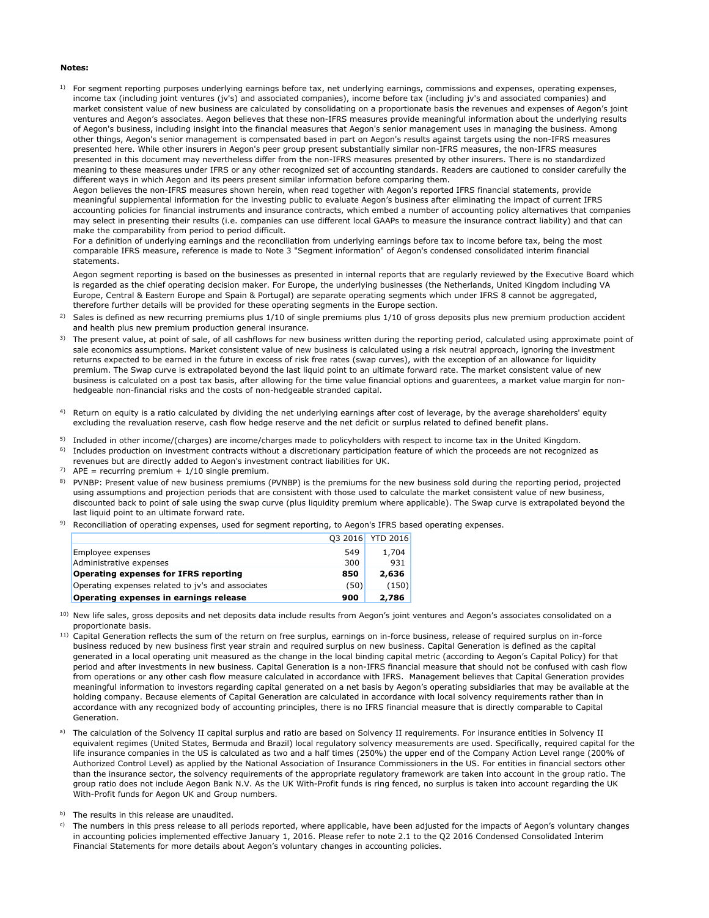**Notes:**

1) For segment reporting purposes underlying earnings before tax, net underlying earnings, commissions and expenses, operating expenses, income tax (including joint ventures (jv's) and associated companies), income before tax (including jv's and associated companies) and market consistent value of new business are calculated by consolidating on a proportionate basis the revenues and expenses of Aegon's joint ventures and Aegon's associates. Aegon believes that these non-IFRS measures provide meaningful information about the underlying results of Aegon's business, including insight into the financial measures that Aegon's senior management uses in managing the business. Among other things, Aegon's senior management is compensated based in part on Aegon's results against targets using the non-IFRS measures presented here. While other insurers in Aegon's peer group present substantially similar non-IFRS measures, the non-IFRS measures presented in this document may nevertheless differ from the non-IFRS measures presented by other insurers. There is no standardized meaning to these measures under IFRS or any other recognized set of accounting standards. Readers are cautioned to consider carefully the different ways in which Aegon and its peers present similar information before comparing them.
Aegon believes the non-IFRS measures shown herein, when read together with Aegon's reported IFRS financial statements, provide meaningful supplemental information for the investing public to evaluate Aegon's business after eliminating the impact of current IFRS accounting policies for financial instruments and insurance contracts, which embed a number of accounting policy alternatives that companies may select in presenting their results (i.e. companies can use different local GAAPs to measure the insurance contract liability) and that can make the comparability from period to period difficult.
For a definition of underlying earnings and the reconciliation from underlying earnings before tax to income before tax, being the most comparable IFRS measure, reference is made to Note 3 "Segment information" of Aegon's condensed consolidated interim financial statements.

   Aegon segment reporting is based on the businesses as presented in internal reports that are regularly reviewed by the Executive Board which is regarded as the chief operating decision maker. For Europe, the underlying businesses (the Netherlands, United Kingdom including VA Europe, Central & Eastern Europe and Spain & Portugal) are separate operating segments which under IFRS 8 cannot be aggregated, therefore further details will be provided for these operating segments in the Europe section.

2) Sales is defined as new recurring premiums plus 1/10 of single premiums plus 1/10 of gross deposits plus new premium production accident and health plus new premium production general insurance.

3) The present value, at point of sale, of all cashflows for new business written during the reporting period, calculated using approximate point of sale economics assumptions. Market consistent value of new business is calculated using a risk neutral approach, ignoring the investment returns expected to be earned in the future in excess of risk free rates (swap curves), with the exception of an allowance for liquidity premium. The Swap curve is extrapolated beyond the last liquid point to an ultimate forward rate. The market consistent value of new business is calculated on a post tax basis, after allowing for the time value financial options and guarentees, a market value margin for non-hedgeable non-financial risks and the costs of non-hedgeable stranded capital.

4) Return on equity is a ratio calculated by dividing the net underlying earnings after cost of leverage, by the average shareholders' equity excluding the revaluation reserve, cash flow hedge reserve and the net deficit or surplus related to defined benefit plans.

5) Included in other income/(charges) are income/charges made to policyholders with respect to income tax in the United Kingdom.

6) Includes production on investment contracts without a discretionary participation feature of which the proceeds are not recognized as revenues but are directly added to Aegon's investment contract liabilities for UK.

7) APE = recurring premium + 1/10 single premium.

8) PVNBP: Present value of new business premiums (PVNBP) is the premiums for the new business sold during the reporting period, projected using assumptions and projection periods that are consistent with those used to calculate the market consistent value of new business, discounted back to point of sale using the swap curve (plus liquidity premium where applicable). The Swap curve is extrapolated beyond the last liquid point to an ultimate forward rate.

9) Reconciliation of operating expenses, used for segment reporting, to Aegon's IFRS based operating expenses.

| | Q3 2016 | YTD 2016 |
|---|---|---|
| Employee expenses | 549 | 1,704 |
| Administrative expenses | 300 | 931 |
| **Operating expenses for IFRS reporting** | **850** | **2,636** |
| Operating expenses related to jv's and associates | (50) | (150) |
| **Operating expenses in earnings release** | **900** | **2,786** |

10) New life sales, gross deposits and net deposits data include results from Aegon's joint ventures and Aegon's associates consolidated on a proportionate basis.

11) Capital Generation reflects the sum of the return on free surplus, earnings on in-force business, release of required surplus on in-force business reduced by new business first year strain and required surplus on new business. Capital Generation is defined as the capital generated in a local operating unit measured as the change in the local binding capital metric (according to Aegon's Capital Policy) for that period and after investments in new business. Capital Generation is a non-IFRS financial measure that should not be confused with cash flow from operations or any other cash flow measure calculated in accordance with IFRS. Management believes that Capital Generation provides meaningful information to investors regarding capital generated on a net basis by Aegon's operating subsidiaries that may be available at the holding company. Because elements of Capital Generation are calculated in accordance with local solvency requirements rather than in accordance with any recognized body of accounting principles, there is no IFRS financial measure that is directly comparable to Capital Generation.

a) The calculation of the Solvency II capital surplus and ratio are based on Solvency II requirements. For insurance entities in Solvency II equivalent regimes (United States, Bermuda and Brazil) local regulatory solvency measurements are used. Specifically, required capital for the life insurance companies in the US is calculated as two and a half times (250%) the upper end of the Company Action Level range (200% of Authorized Control Level) as applied by the National Association of Insurance Commissioners in the US. For entities in financial sectors other than the insurance sector, the solvency requirements of the appropriate regulatory framework are taken into account in the group ratio. The group ratio does not include Aegon Bank N.V. As the UK With-Profit funds is ring fenced, no surplus is taken into account regarding the UK With-Profit funds for Aegon UK and Group numbers.

b) The results in this release are unaudited.

c) The numbers in this press release to all periods reported, where applicable, have been adjusted for the impacts of Aegon's voluntary changes in accounting policies implemented effective January 1, 2016. Please refer to note 2.1 to the Q2 2016 Condensed Consolidated Interim Financial Statements for more details about Aegon's voluntary changes in accounting policies.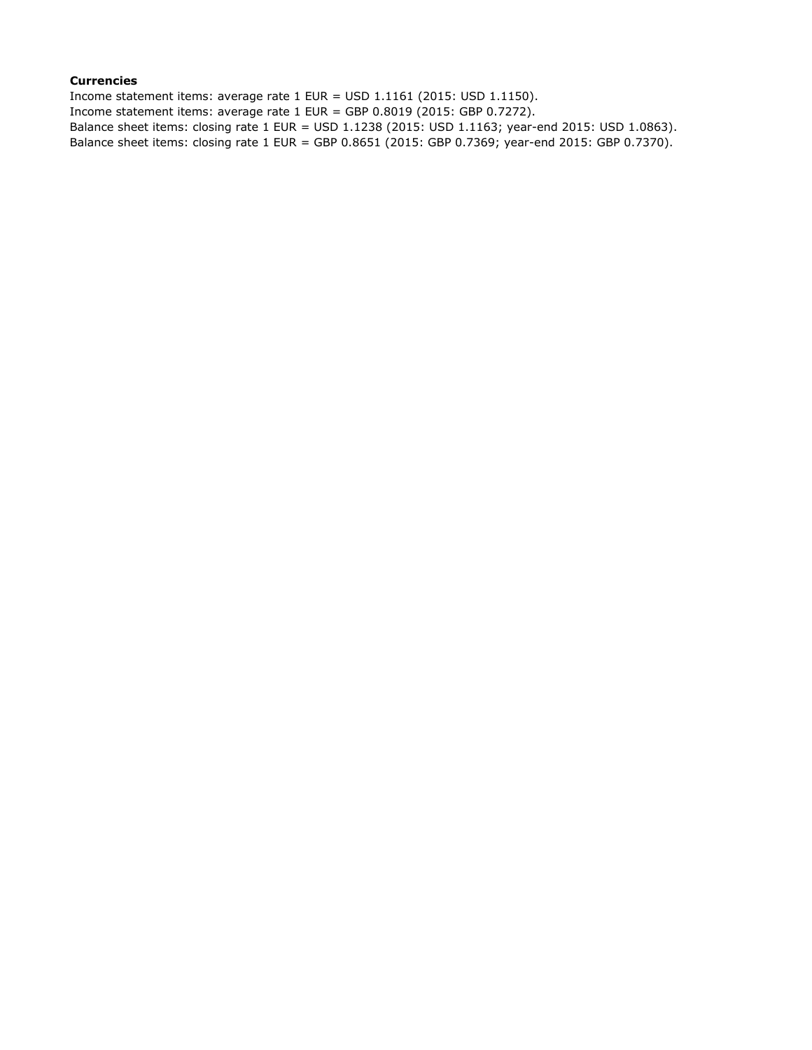**Currencies**

Income statement items: average rate 1 EUR = USD 1.1161 (2015: USD 1.1150).
Income statement items: average rate 1 EUR = GBP 0.8019 (2015: GBP 0.7272).
Balance sheet items: closing rate 1 EUR = USD 1.1238 (2015: USD 1.1163; year-end 2015: USD 1.0863).
Balance sheet items: closing rate 1 EUR = GBP 0.8651 (2015: GBP 0.7369; year-end 2015: GBP 0.7370).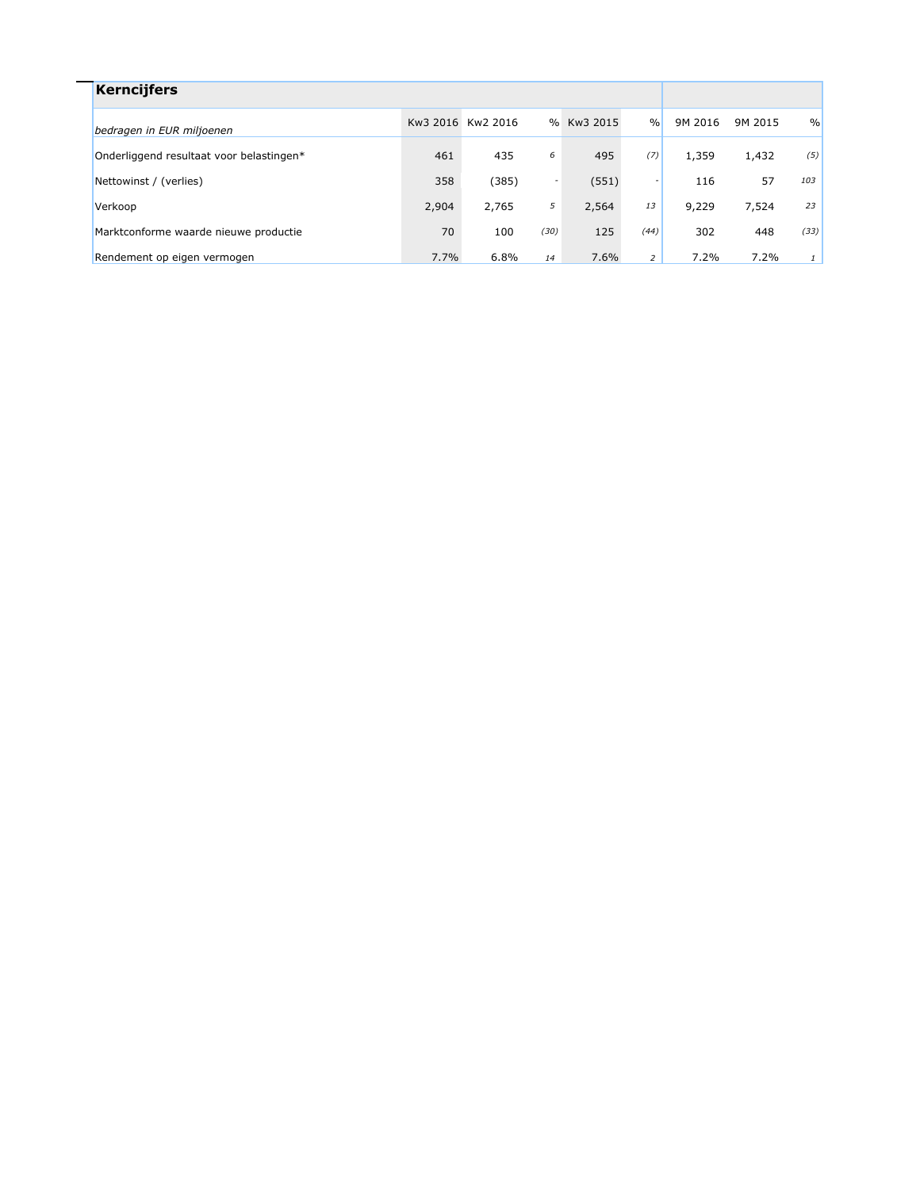## Kerncijfers

| *bedragen in EUR miljoenen* | Kw3 2016 | Kw2 2016 | % | Kw3 2015 | % | 9M 2016 | 9M 2015 | % |
|---|---|---|---|---|---|---|---|---|
| Onderliggend resultaat voor belastingen* | 461 | 435 | *6* | 495 | *(7)* | 1,359 | 1,432 | *(5)* |
| Nettowinst / (verlies) | 358 | (385) | - | (551) | - | 116 | 57 | *103* |
| Verkoop | 2,904 | 2,765 | *5* | 2,564 | *13* | 9,229 | 7,524 | *23* |
| Marktconforme waarde nieuwe productie | 70 | 100 | *(30)* | 125 | *(44)* | 302 | 448 | *(33)* |
| Rendement op eigen vermogen | 7.7% | 6.8% | *14* | 7.6% | *2* | 7.2% | 7.2% | *1* |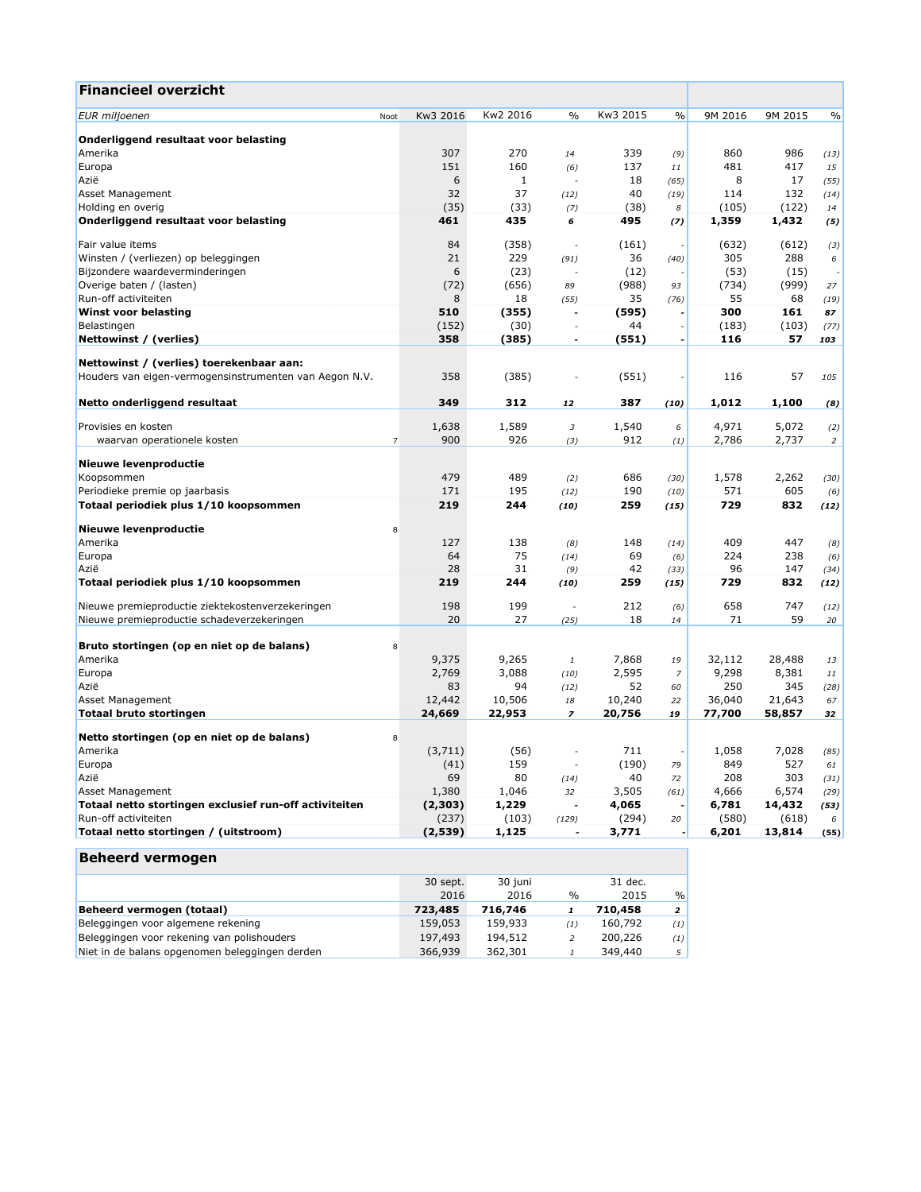## Financieel overzicht

| *EUR miljoenen* | Noot | Kw3 2016 | Kw2 2016 | % | Kw3 2015 | % | 9M 2016 | 9M 2015 | % |
|---|---|---|---|---|---|---|---|---|---|
| **Onderliggend resultaat voor belasting** | | | | | | | | | |
| Amerika | | 307 | 270 | *14* | 339 | *(9)* | 860 | 986 | *(13)* |
| Europa | | 151 | 160 | *(6)* | 137 | *11* | 481 | 417 | *15* |
| Azië | | 6 | 1 | - | 18 | *(65)* | 8 | 17 | *(55)* |
| Asset Management | | 32 | 37 | *(12)* | 40 | *(19)* | 114 | 132 | *(14)* |
| Holding en overig | | (35) | (33) | *(7)* | (38) | *8* | (105) | (122) | *14* |
| **Onderliggend resultaat voor belasting** | | **461** | **435** | ***6*** | **495** | ***(7)*** | **1,359** | **1,432** | ***(5)*** |
| Fair value items | | 84 | (358) | - | (161) | - | (632) | (612) | *(3)* |
| Winsten / (verliezen) op beleggingen | | 21 | 229 | *(91)* | 36 | *(40)* | 305 | 288 | *6* |
| Bijzondere waardeverminderingen | | 6 | (23) | - | (12) | - | (53) | (15) | - |
| Overige baten / (lasten) | | (72) | (656) | *89* | (988) | *93* | (734) | (999) | *27* |
| Run-off activiteiten | | 8 | 18 | *(55)* | 35 | *(76)* | 55 | 68 | *(19)* |
| **Winst voor belasting** | | **510** | **(355)** | **-** | **(595)** | **-** | **300** | **161** | ***87*** |
| Belastingen | | (152) | (30) | - | 44 | - | (183) | (103) | *(77)* |
| **Nettowinst / (verlies)** | | **358** | **(385)** | **-** | **(551)** | **-** | **116** | **57** | ***103*** |
| **Nettowinst / (verlies) toerekenbaar aan:** | | | | | | | | | |
| Houders van eigen-vermogensinstrumenten van Aegon N.V. | | 358 | (385) | - | (551) | - | 116 | 57 | *105* |
| **Netto onderliggend resultaat** | | **349** | **312** | ***12*** | **387** | ***(10)*** | **1,012** | **1,100** | ***(8)*** |
| Provisies en kosten | | 1,638 | 1,589 | *3* | 1,540 | *6* | 4,971 | 5,072 | *(2)* |
| waarvan operationele kosten | 7 | 900 | 926 | *(3)* | 912 | *(1)* | 2,786 | 2,737 | *2* |
| **Nieuwe levenproductie** | | | | | | | | | |
| Koopsommen | | 479 | 489 | *(2)* | 686 | *(30)* | 1,578 | 2,262 | *(30)* |
| Periodieke premie op jaarbasis | | 171 | 195 | *(12)* | 190 | *(10)* | 571 | 605 | *(6)* |
| **Totaal periodiek plus 1/10 koopsommen** | | **219** | **244** | ***(10)*** | **259** | ***(15)*** | **729** | **832** | ***(12)*** |
| **Nieuwe levenproductie** | 8 | | | | | | | | |
| Amerika | | 127 | 138 | *(8)* | 148 | *(14)* | 409 | 447 | *(8)* |
| Europa | | 64 | 75 | *(14)* | 69 | *(6)* | 224 | 238 | *(6)* |
| Azië | | 28 | 31 | *(9)* | 42 | *(33)* | 96 | 147 | *(34)* |
| **Totaal periodiek plus 1/10 koopsommen** | | **219** | **244** | ***(10)*** | **259** | ***(15)*** | **729** | **832** | ***(12)*** |
| Nieuwe premieproductie ziektekostenverzekeringen | | 198 | 199 | - | 212 | *(6)* | 658 | 747 | *(12)* |
| Nieuwe premieproductie schadeverzekeringen | | 20 | 27 | *(25)* | 18 | *14* | 71 | 59 | *20* |
| **Bruto stortingen (op en niet op de balans)** | 8 | | | | | | | | |
| Amerika | | 9,375 | 9,265 | *1* | 7,868 | *19* | 32,112 | 28,488 | *13* |
| Europa | | 2,769 | 3,088 | *(10)* | 2,595 | *7* | 9,298 | 8,381 | *11* |
| Azië | | 83 | 94 | *(12)* | 52 | *60* | 250 | 345 | *(28)* |
| Asset Management | | 12,442 | 10,506 | *18* | 10,240 | *22* | 36,040 | 21,643 | *67* |
| **Totaal bruto stortingen** | | **24,669** | **22,953** | ***7*** | **20,756** | ***19*** | **77,700** | **58,857** | ***32*** |
| **Netto stortingen (op en niet op de balans)** | 8 | | | | | | | | |
| Amerika | | (3,711) | (56) | - | 711 | - | 1,058 | 7,028 | *(85)* |
| Europa | | (41) | 159 | - | (190) | *79* | 849 | 527 | *61* |
| Azië | | 69 | 80 | *(14)* | 40 | *72* | 208 | 303 | *(31)* |
| Asset Management | | 1,380 | 1,046 | *32* | 3,505 | *(61)* | 4,666 | 6,574 | *(29)* |
| **Totaal netto stortingen exclusief run-off activiteiten** | | **(2,303)** | **1,229** | **-** | **4,065** | **-** | **6,781** | **14,432** | ***(53)*** |
| Run-off activiteiten | | (237) | (103) | *(129)* | (294) | *20* | (580) | (618) | *6* |
| **Totaal netto stortingen / (uitstroom)** | | **(2,539)** | **1,125** | **-** | **3,771** | **-** | **6,201** | **13,814** | ***(55)*** |

## Beheerd vermogen

| | 30 sept. 2016 | 30 juni 2016 | % | 31 dec. 2015 | % |
|---|---|---|---|---|---|
| **Beheerd vermogen (totaal)** | **723,485** | **716,746** | ***1*** | **710,458** | ***2*** |
| Beleggingen voor algemene rekening | 159,053 | 159,933 | *(1)* | 160,792 | *(1)* |
| Beleggingen voor rekening van polishouders | 197,493 | 194,512 | *2* | 200,226 | *(1)* |
| Niet in de balans opgenomen beleggingen derden | 366,939 | 362,301 | *1* | 349,440 | *5* |